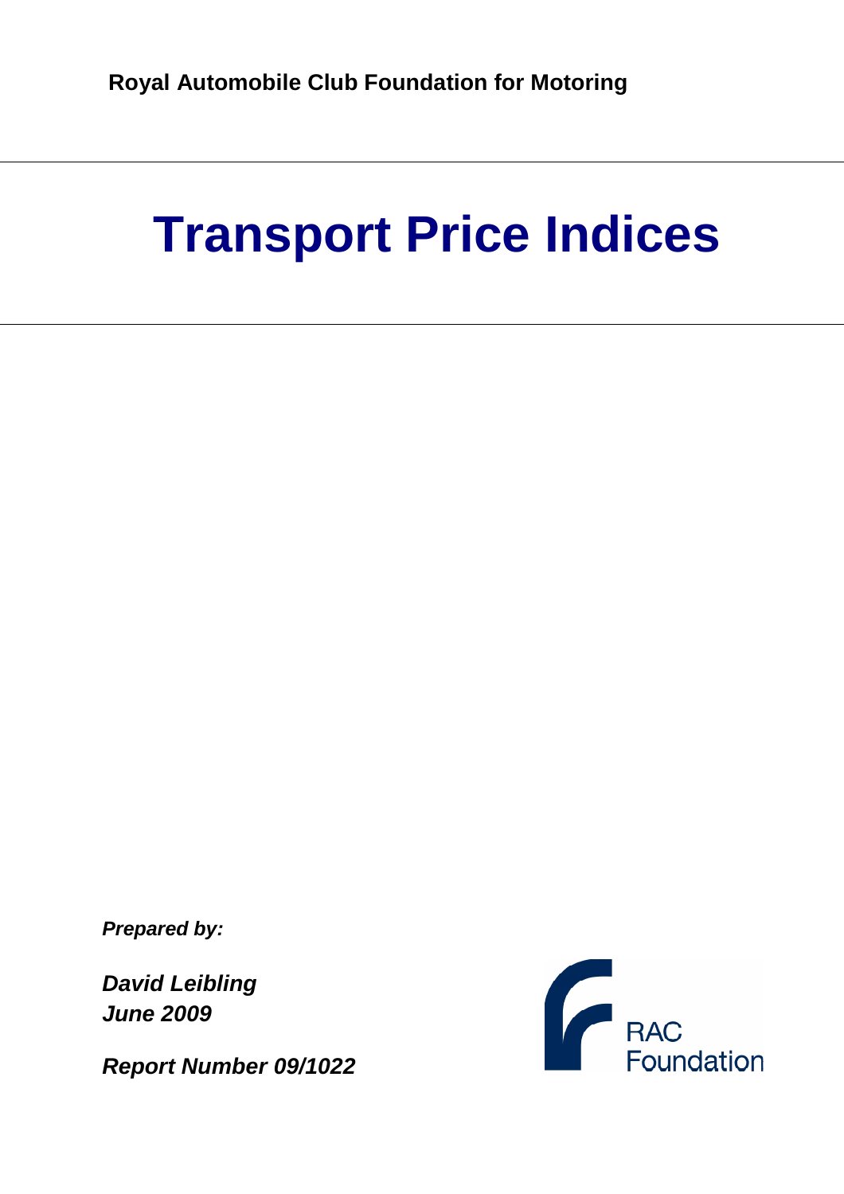**Royal Automobile Club Foundation for Motoring**

# Transport Price Indices

***Prepared by:***

***David Leibling***
***June 2009***

***Report Number 09/1022***

RAC
Foundation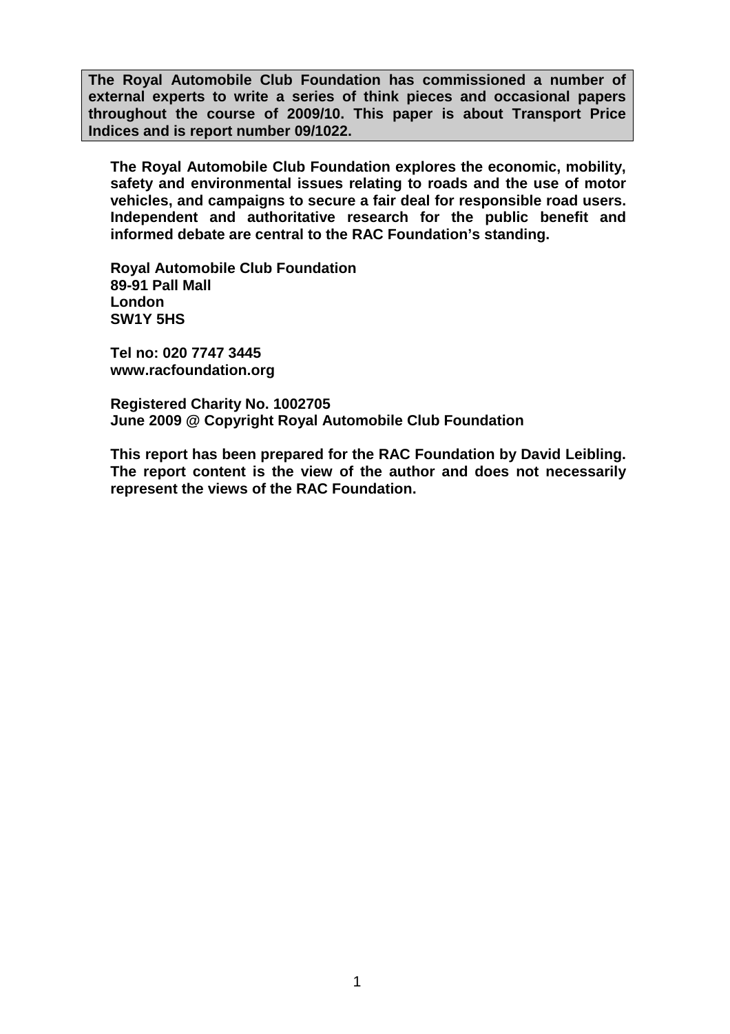**The Royal Automobile Club Foundation has commissioned a number of external experts to write a series of think pieces and occasional papers throughout the course of 2009/10. This paper is about Transport Price Indices and is report number 09/1022.**

**The Royal Automobile Club Foundation explores the economic, mobility, safety and environmental issues relating to roads and the use of motor vehicles, and campaigns to secure a fair deal for responsible road users. Independent and authoritative research for the public benefit and informed debate are central to the RAC Foundation's standing.**

**Royal Automobile Club Foundation**
**89-91 Pall Mall**
**London**
**SW1Y 5HS**

**Tel no: 020 7747 3445**
**www.racfoundation.org**

**Registered Charity No. 1002705**
**June 2009 @ Copyright Royal Automobile Club Foundation**

**This report has been prepared for the RAC Foundation by David Leibling. The report content is the view of the author and does not necessarily represent the views of the RAC Foundation.**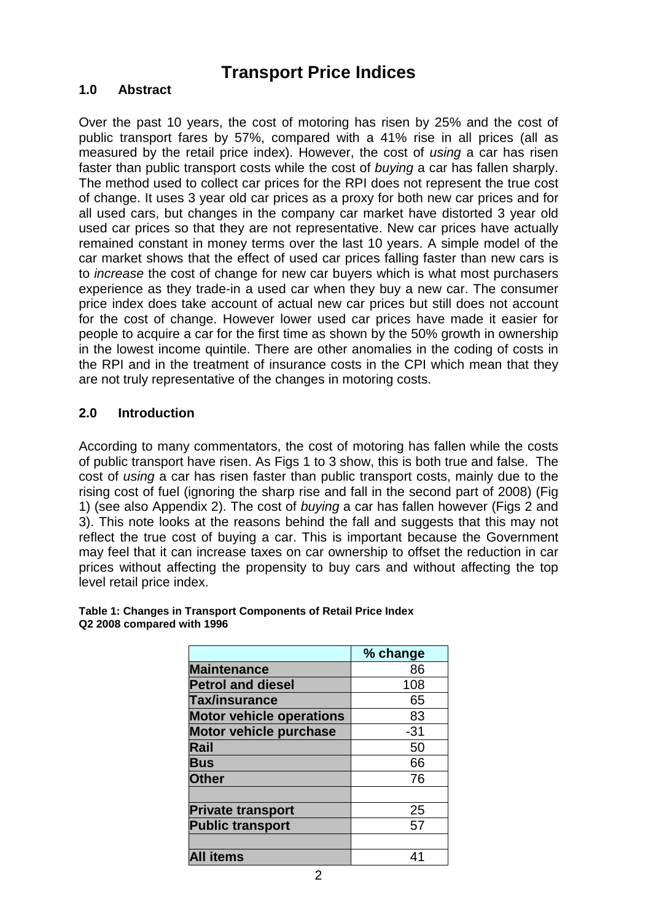# Transport Price Indices

## 1.0 Abstract

Over the past 10 years, the cost of motoring has risen by 25% and the cost of public transport fares by 57%, compared with a 41% rise in all prices (all as measured by the retail price index). However, the cost of *using* a car has risen faster than public transport costs while the cost of *buying* a car has fallen sharply. The method used to collect car prices for the RPI does not represent the true cost of change. It uses 3 year old car prices as a proxy for both new car prices and for all used cars, but changes in the company car market have distorted 3 year old used car prices so that they are not representative. New car prices have actually remained constant in money terms over the last 10 years. A simple model of the car market shows that the effect of used car prices falling faster than new cars is to *increase* the cost of change for new car buyers which is what most purchasers experience as they trade-in a used car when they buy a new car. The consumer price index does take account of actual new car prices but still does not account for the cost of change. However lower used car prices have made it easier for people to acquire a car for the first time as shown by the 50% growth in ownership in the lowest income quintile. There are other anomalies in the coding of costs in the RPI and in the treatment of insurance costs in the CPI which mean that they are not truly representative of the changes in motoring costs.

## 2.0 Introduction

According to many commentators, the cost of motoring has fallen while the costs of public transport have risen. As Figs 1 to 3 show, this is both true and false. The cost of *using* a car has risen faster than public transport costs, mainly due to the rising cost of fuel (ignoring the sharp rise and fall in the second part of 2008) (Fig 1) (see also Appendix 2). The cost of *buying* a car has fallen however (Figs 2 and 3). This note looks at the reasons behind the fall and suggests that this may not reflect the true cost of buying a car. This is important because the Government may feel that it can increase taxes on car ownership to offset the reduction in car prices without affecting the propensity to buy cars and without affecting the top level retail price index.

**Table 1: Changes in Transport Components of Retail Price Index Q2 2008 compared with 1996**

| | % change |
|---|---|
| **Maintenance** | 86 |
| **Petrol and diesel** | 108 |
| **Tax/insurance** | 65 |
| **Motor vehicle operations** | 83 |
| **Motor vehicle purchase** | -31 |
| **Rail** | 50 |
| **Bus** | 66 |
| **Other** | 76 |
| | |
| **Private transport** | 25 |
| **Public transport** | 57 |
| | |
| **All items** | 41 |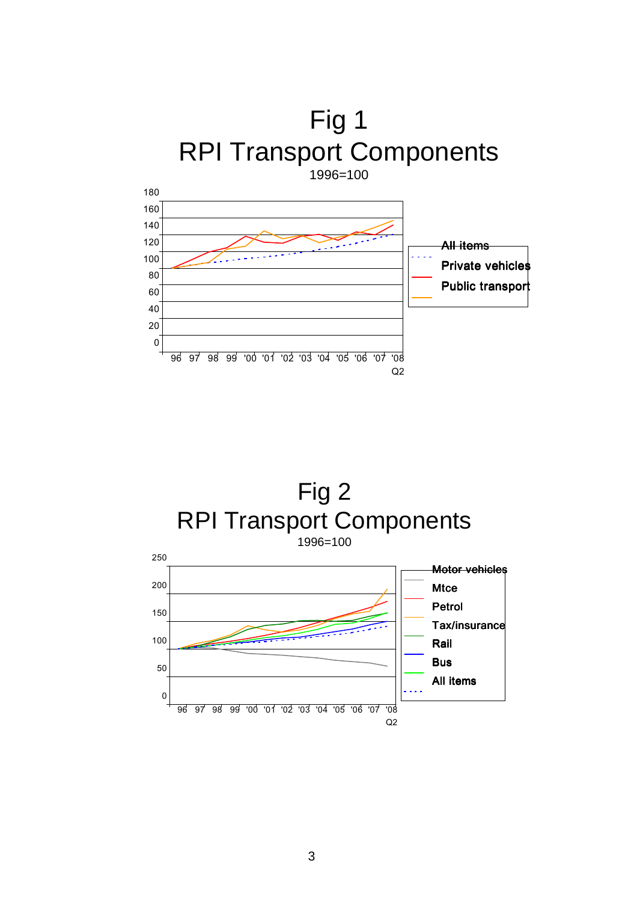# Fig 1
## RPI Transport Components

1996=100

All items
Private vehicles
Public transport

96 '97 '98 '99 '00 '01 '02 '03 '04 '05 '06 '07 '08 Q2

# Fig 2
## RPI Transport Components

1996=100

Motor vehicles
Mtce
Petrol
Tax/insurance
Rail
Bus
All items

96 '97 '98 '99 '00 '01 '02 '03 '04 '05 '06 '07 '08 Q2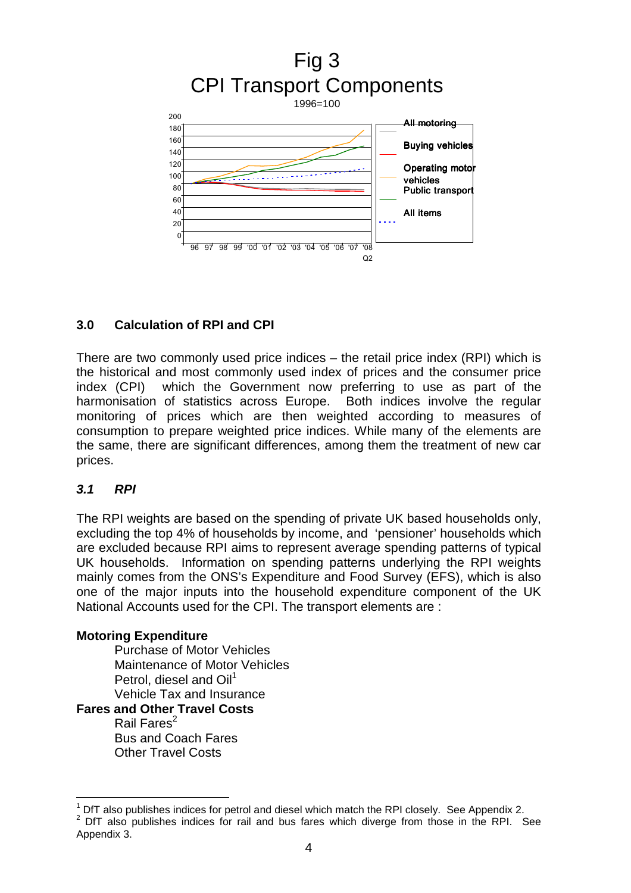Fig 3
CPI Transport Components

1996=100

## 3.0 Calculation of RPI and CPI

There are two commonly used price indices – the retail price index (RPI) which is the historical and most commonly used index of prices and the consumer price index (CPI) which the Government now preferring to use as part of the harmonisation of statistics across Europe. Both indices involve the regular monitoring of prices which are then weighted according to measures of consumption to prepare weighted price indices. While many of the elements are the same, there are significant differences, among them the treatment of new car prices.

### *3.1 RPI*

The RPI weights are based on the spending of private UK based households only, excluding the top 4% of households by income, and 'pensioner' households which are excluded because RPI aims to represent average spending patterns of typical UK households. Information on spending patterns underlying the RPI weights mainly comes from the ONS's Expenditure and Food Survey (EFS), which is also one of the major inputs into the household expenditure component of the UK National Accounts used for the CPI. The transport elements are :

**Motoring Expenditure**
- Purchase of Motor Vehicles
- Maintenance of Motor Vehicles
- Petrol, diesel and Oil[1]
- Vehicle Tax and Insurance

**Fares and Other Travel Costs**
- Rail Fares[2]
- Bus and Coach Fares
- Other Travel Costs

---

[1] DfT also publishes indices for petrol and diesel which match the RPI closely. See Appendix 2.

[2] DfT also publishes indices for rail and bus fares which diverge from those in the RPI. See Appendix 3.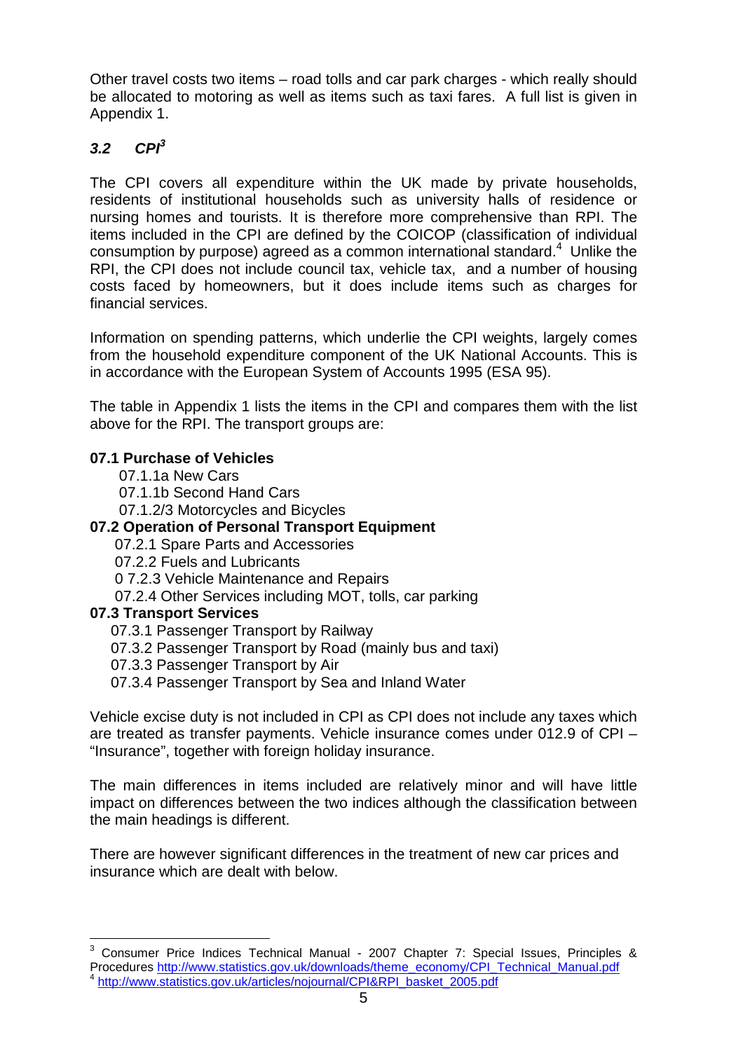Other travel costs two items – road tolls and car park charges - which really should be allocated to motoring as well as items such as taxi fares. A full list is given in Appendix 1.

### *3.2 CPI*[3]

The CPI covers all expenditure within the UK made by private households, residents of institutional households such as university halls of residence or nursing homes and tourists. It is therefore more comprehensive than RPI. The items included in the CPI are defined by the COICOP (classification of individual consumption by purpose) agreed as a common international standard.[4] Unlike the RPI, the CPI does not include council tax, vehicle tax, and a number of housing costs faced by homeowners, but it does include items such as charges for financial services.

Information on spending patterns, which underlie the CPI weights, largely comes from the household expenditure component of the UK National Accounts. This is in accordance with the European System of Accounts 1995 (ESA 95).

The table in Appendix 1 lists the items in the CPI and compares them with the list above for the RPI. The transport groups are:

**07.1 Purchase of Vehicles**

- 07.1.1a New Cars
- 07.1.1b Second Hand Cars
- 07.1.2/3 Motorcycles and Bicycles

**07.2 Operation of Personal Transport Equipment**

- 07.2.1 Spare Parts and Accessories
- 07.2.2 Fuels and Lubricants
- 0 7.2.3 Vehicle Maintenance and Repairs
- 07.2.4 Other Services including MOT, tolls, car parking

**07.3 Transport Services**

- 07.3.1 Passenger Transport by Railway
- 07.3.2 Passenger Transport by Road (mainly bus and taxi)
- 07.3.3 Passenger Transport by Air
- 07.3.4 Passenger Transport by Sea and Inland Water

Vehicle excise duty is not included in CPI as CPI does not include any taxes which are treated as transfer payments. Vehicle insurance comes under 012.9 of CPI – "Insurance", together with foreign holiday insurance.

The main differences in items included are relatively minor and will have little impact on differences between the two indices although the classification between the main headings is different.

There are however significant differences in the treatment of new car prices and insurance which are dealt with below.

---

[3] Consumer Price Indices Technical Manual - 2007 Chapter 7: Special Issues, Principles & Procedures http://www.statistics.gov.uk/downloads/theme_economy/CPI_Technical_Manual.pdf

[4] http://www.statistics.gov.uk/articles/nojournal/CPI&RPI_basket_2005.pdf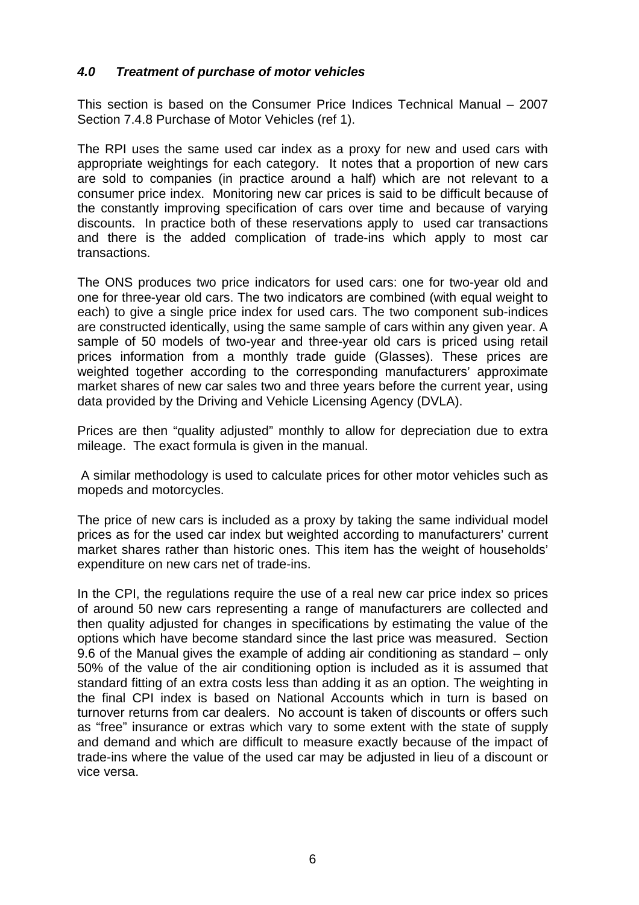## *4.0 Treatment of purchase of motor vehicles*

This section is based on the Consumer Price Indices Technical Manual – 2007 Section 7.4.8 Purchase of Motor Vehicles (ref 1).

The RPI uses the same used car index as a proxy for new and used cars with appropriate weightings for each category. It notes that a proportion of new cars are sold to companies (in practice around a half) which are not relevant to a consumer price index. Monitoring new car prices is said to be difficult because of the constantly improving specification of cars over time and because of varying discounts. In practice both of these reservations apply to used car transactions and there is the added complication of trade-ins which apply to most car transactions.

The ONS produces two price indicators for used cars: one for two-year old and one for three-year old cars. The two indicators are combined (with equal weight to each) to give a single price index for used cars. The two component sub-indices are constructed identically, using the same sample of cars within any given year. A sample of 50 models of two-year and three-year old cars is priced using retail prices information from a monthly trade guide (Glasses). These prices are weighted together according to the corresponding manufacturers' approximate market shares of new car sales two and three years before the current year, using data provided by the Driving and Vehicle Licensing Agency (DVLA).

Prices are then "quality adjusted" monthly to allow for depreciation due to extra mileage. The exact formula is given in the manual.

A similar methodology is used to calculate prices for other motor vehicles such as mopeds and motorcycles.

The price of new cars is included as a proxy by taking the same individual model prices as for the used car index but weighted according to manufacturers' current market shares rather than historic ones. This item has the weight of households' expenditure on new cars net of trade-ins.

In the CPI, the regulations require the use of a real new car price index so prices of around 50 new cars representing a range of manufacturers are collected and then quality adjusted for changes in specifications by estimating the value of the options which have become standard since the last price was measured. Section 9.6 of the Manual gives the example of adding air conditioning as standard – only 50% of the value of the air conditioning option is included as it is assumed that standard fitting of an extra costs less than adding it as an option. The weighting in the final CPI index is based on National Accounts which in turn is based on turnover returns from car dealers. No account is taken of discounts or offers such as "free" insurance or extras which vary to some extent with the state of supply and demand and which are difficult to measure exactly because of the impact of trade-ins where the value of the used car may be adjusted in lieu of a discount or vice versa.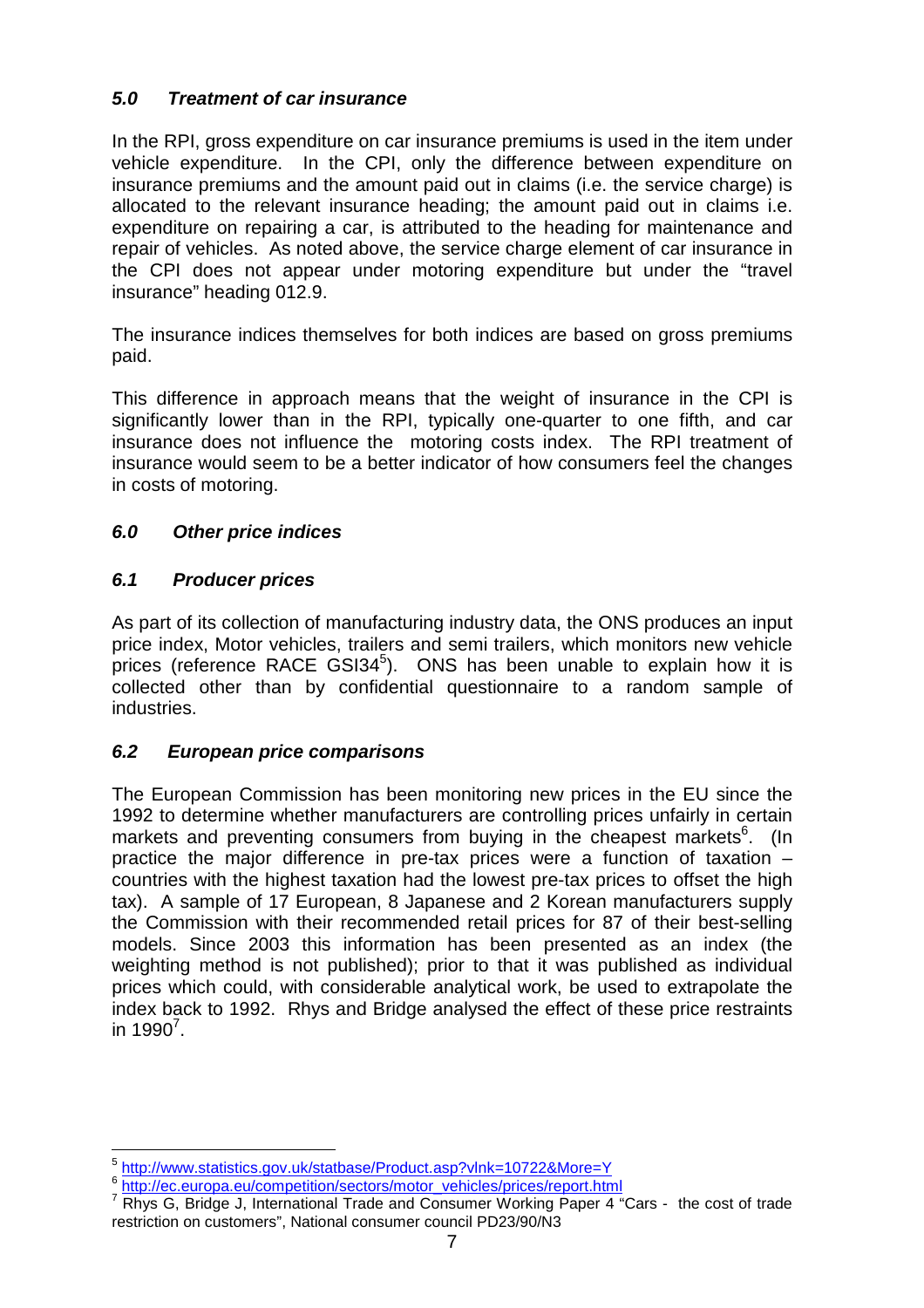### *5.0 Treatment of car insurance*

In the RPI, gross expenditure on car insurance premiums is used in the item under vehicle expenditure. In the CPI, only the difference between expenditure on insurance premiums and the amount paid out in claims (i.e. the service charge) is allocated to the relevant insurance heading; the amount paid out in claims i.e. expenditure on repairing a car, is attributed to the heading for maintenance and repair of vehicles. As noted above, the service charge element of car insurance in the CPI does not appear under motoring expenditure but under the "travel insurance" heading 012.9.

The insurance indices themselves for both indices are based on gross premiums paid.

This difference in approach means that the weight of insurance in the CPI is significantly lower than in the RPI, typically one-quarter to one fifth, and car insurance does not influence the motoring costs index. The RPI treatment of insurance would seem to be a better indicator of how consumers feel the changes in costs of motoring.

### *6.0 Other price indices*

### *6.1 Producer prices*

As part of its collection of manufacturing industry data, the ONS produces an input price index, Motor vehicles, trailers and semi trailers, which monitors new vehicle prices (reference RACE GSI34[5]). ONS has been unable to explain how it is collected other than by confidential questionnaire to a random sample of industries.

### *6.2 European price comparisons*

The European Commission has been monitoring new prices in the EU since the 1992 to determine whether manufacturers are controlling prices unfairly in certain markets and preventing consumers from buying in the cheapest markets[6]. (In practice the major difference in pre-tax prices were a function of taxation – countries with the highest taxation had the lowest pre-tax prices to offset the high tax). A sample of 17 European, 8 Japanese and 2 Korean manufacturers supply the Commission with their recommended retail prices for 87 of their best-selling models. Since 2003 this information has been presented as an index (the weighting method is not published); prior to that it was published as individual prices which could, with considerable analytical work, be used to extrapolate the index back to 1992. Rhys and Bridge analysed the effect of these price restraints in 1990[7].

---

[5] http://www.statistics.gov.uk/statbase/Product.asp?vlnk=10722&More=Y

[6] http://ec.europa.eu/competition/sectors/motor_vehicles/prices/report.html

[7] Rhys G, Bridge J, International Trade and Consumer Working Paper 4 "Cars - the cost of trade restriction on customers", National consumer council PD23/90/N3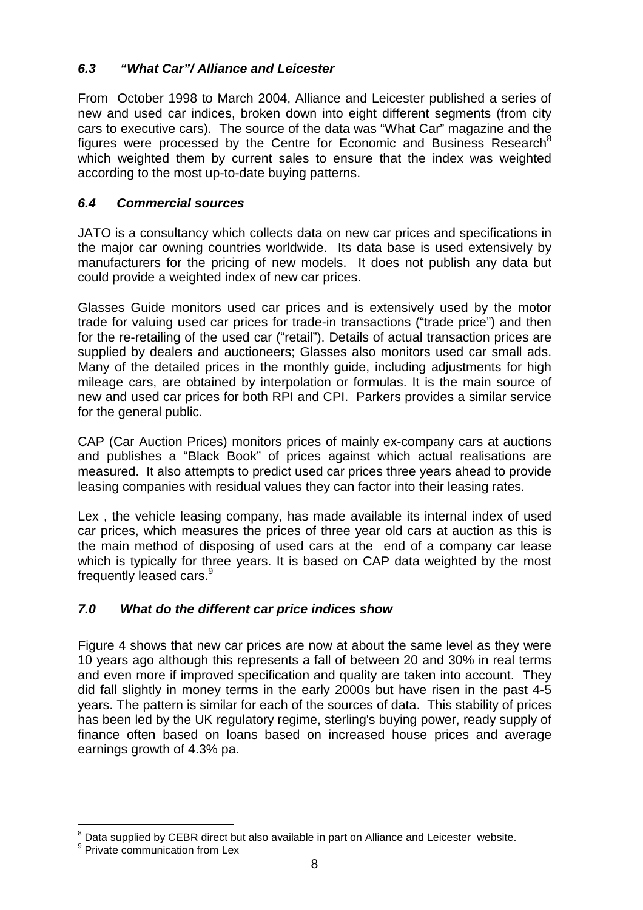### *6.3 "What Car"/ Alliance and Leicester*

From October 1998 to March 2004, Alliance and Leicester published a series of new and used car indices, broken down into eight different segments (from city cars to executive cars). The source of the data was "What Car" magazine and the figures were processed by the Centre for Economic and Business Research[8] which weighted them by current sales to ensure that the index was weighted according to the most up-to-date buying patterns.

### *6.4 Commercial sources*

JATO is a consultancy which collects data on new car prices and specifications in the major car owning countries worldwide. Its data base is used extensively by manufacturers for the pricing of new models. It does not publish any data but could provide a weighted index of new car prices.

Glasses Guide monitors used car prices and is extensively used by the motor trade for valuing used car prices for trade-in transactions ("trade price") and then for the re-retailing of the used car ("retail"). Details of actual transaction prices are supplied by dealers and auctioneers; Glasses also monitors used car small ads. Many of the detailed prices in the monthly guide, including adjustments for high mileage cars, are obtained by interpolation or formulas. It is the main source of new and used car prices for both RPI and CPI. Parkers provides a similar service for the general public.

CAP (Car Auction Prices) monitors prices of mainly ex-company cars at auctions and publishes a "Black Book" of prices against which actual realisations are measured. It also attempts to predict used car prices three years ahead to provide leasing companies with residual values they can factor into their leasing rates.

Lex , the vehicle leasing company, has made available its internal index of used car prices, which measures the prices of three year old cars at auction as this is the main method of disposing of used cars at the end of a company car lease which is typically for three years. It is based on CAP data weighted by the most frequently leased cars.[9]

## *7.0 What do the different car price indices show*

Figure 4 shows that new car prices are now at about the same level as they were 10 years ago although this represents a fall of between 20 and 30% in real terms and even more if improved specification and quality are taken into account. They did fall slightly in money terms in the early 2000s but have risen in the past 4-5 years. The pattern is similar for each of the sources of data. This stability of prices has been led by the UK regulatory regime, sterling's buying power, ready supply of finance often based on loans based on increased house prices and average earnings growth of 4.3% pa.

---

[8] Data supplied by CEBR direct but also available in part on Alliance and Leicester website.

[9] Private communication from Lex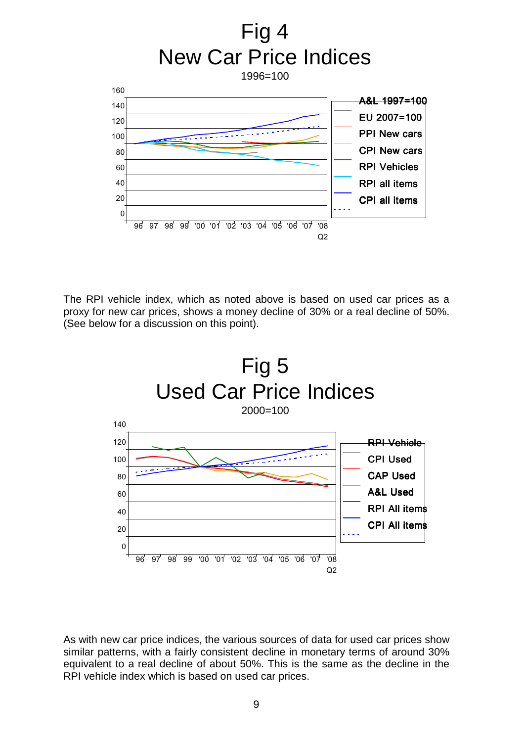# Fig 4
## New Car Price Indices

1996=100

| | |
|---|---|
| A&L 1997=100 | |
| EU 2007=100 | |
| PPI New cars | |
| CPI New cars | |
| RPI Vehicles | |
| RPI all items | |
| CPI all items | |

The RPI vehicle index, which as noted above is based on used car prices as a proxy for new car prices, shows a money decline of 30% or a real decline of 50%. (See below for a discussion on this point).

# Fig 5
## Used Car Price Indices

2000=100

| | |
|---|---|
| RPI Vehicle | |
| CPI Used | |
| CAP Used | |
| A&L Used | |
| RPI All items | |
| CPI All items | |

As with new car price indices, the various sources of data for used car prices show similar patterns, with a fairly consistent decline in monetary terms of around 30% equivalent to a real decline of about 50%. This is the same as the decline in the RPI vehicle index which is based on used car prices.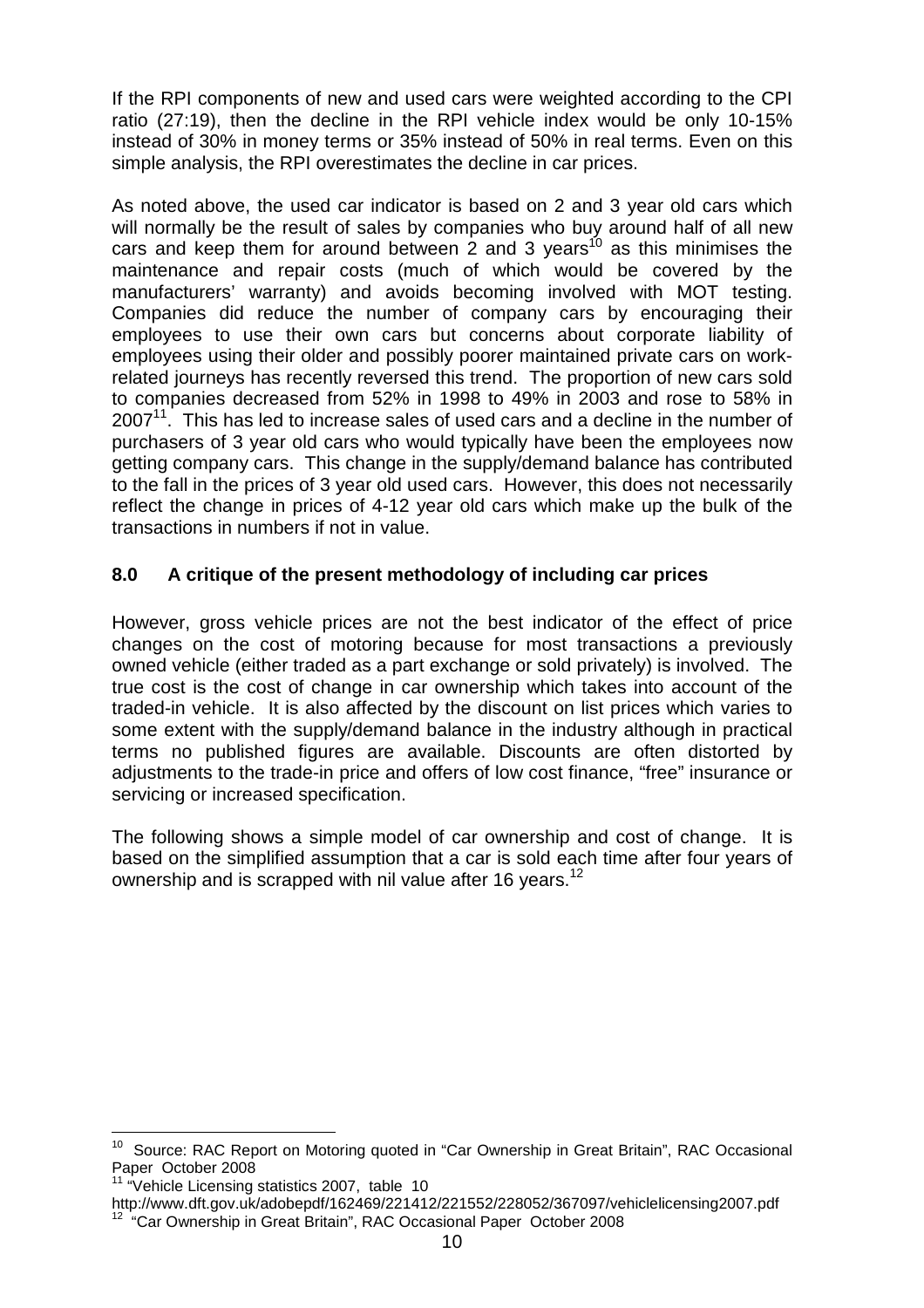If the RPI components of new and used cars were weighted according to the CPI ratio (27:19), then the decline in the RPI vehicle index would be only 10-15% instead of 30% in money terms or 35% instead of 50% in real terms. Even on this simple analysis, the RPI overestimates the decline in car prices.

As noted above, the used car indicator is based on 2 and 3 year old cars which will normally be the result of sales by companies who buy around half of all new cars and keep them for around between 2 and 3 years[10] as this minimises the maintenance and repair costs (much of which would be covered by the manufacturers' warranty) and avoids becoming involved with MOT testing. Companies did reduce the number of company cars by encouraging their employees to use their own cars but concerns about corporate liability of employees using their older and possibly poorer maintained private cars on work-related journeys has recently reversed this trend. The proportion of new cars sold to companies decreased from 52% in 1998 to 49% in 2003 and rose to 58% in 2007[11]. This has led to increase sales of used cars and a decline in the number of purchasers of 3 year old cars who would typically have been the employees now getting company cars. This change in the supply/demand balance has contributed to the fall in the prices of 3 year old used cars. However, this does not necessarily reflect the change in prices of 4-12 year old cars which make up the bulk of the transactions in numbers if not in value.

## 8.0 A critique of the present methodology of including car prices

However, gross vehicle prices are not the best indicator of the effect of price changes on the cost of motoring because for most transactions a previously owned vehicle (either traded as a part exchange or sold privately) is involved. The true cost is the cost of change in car ownership which takes into account of the traded-in vehicle. It is also affected by the discount on list prices which varies to some extent with the supply/demand balance in the industry although in practical terms no published figures are available. Discounts are often distorted by adjustments to the trade-in price and offers of low cost finance, "free" insurance or servicing or increased specification.

The following shows a simple model of car ownership and cost of change. It is based on the simplified assumption that a car is sold each time after four years of ownership and is scrapped with nil value after 16 years.[12]

---

[10] Source: RAC Report on Motoring quoted in "Car Ownership in Great Britain", RAC Occasional Paper October 2008

[11] "Vehicle Licensing statistics 2007, table 10
http://www.dft.gov.uk/adobepdf/162469/221412/221552/228052/367097/vehiclelicensing2007.pdf

[12] "Car Ownership in Great Britain", RAC Occasional Paper October 2008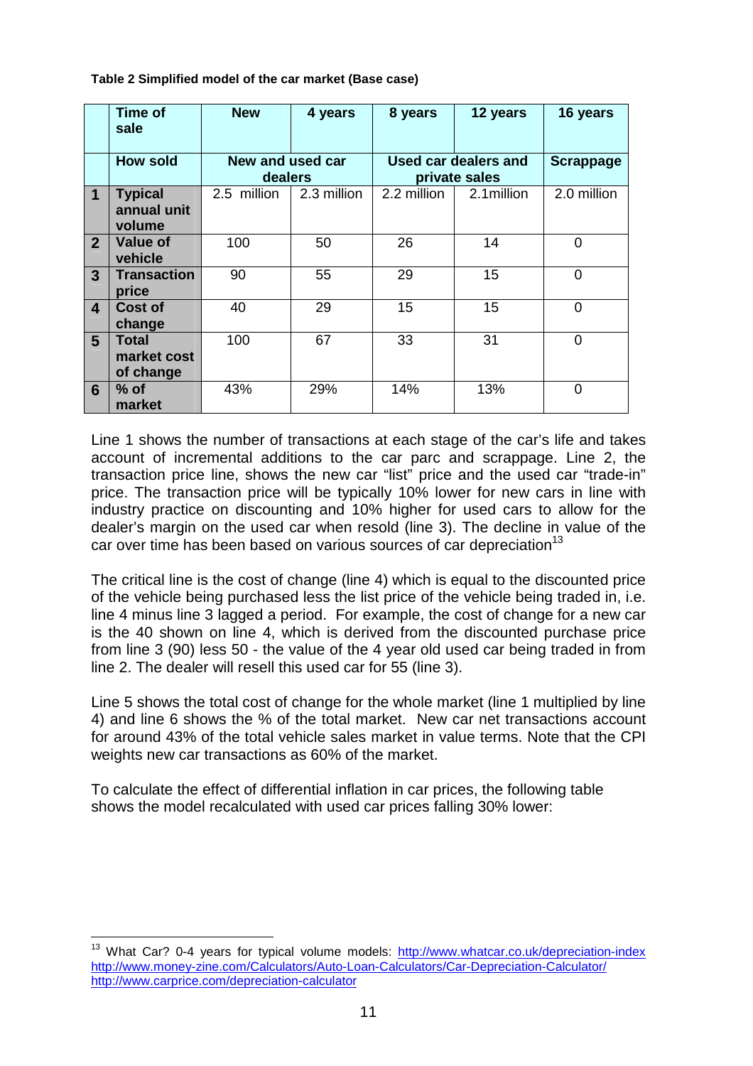**Table 2 Simplified model of the car market (Base case)**

| | Time of sale | New | 4 years | 8 years | 12 years | 16 years |
|---|---|---|---|---|---|---|
| | How sold | New and used car dealers | | Used car dealers and private sales | | Scrappage |
| 1 | Typical annual unit volume | 2.5 million | 2.3 million | 2.2 million | 2.1million | 2.0 million |
| 2 | Value of vehicle | 100 | 50 | 26 | 14 | 0 |
| 3 | Transaction price | 90 | 55 | 29 | 15 | 0 |
| 4 | Cost of change | 40 | 29 | 15 | 15 | 0 |
| 5 | Total market cost of change | 100 | 67 | 33 | 31 | 0 |
| 6 | % of market | 43% | 29% | 14% | 13% | 0 |

Line 1 shows the number of transactions at each stage of the car's life and takes account of incremental additions to the car parc and scrappage. Line 2, the transaction price line, shows the new car "list" price and the used car "trade-in" price. The transaction price will be typically 10% lower for new cars in line with industry practice on discounting and 10% higher for used cars to allow for the dealer's margin on the used car when resold (line 3). The decline in value of the car over time has been based on various sources of car depreciation[13]

The critical line is the cost of change (line 4) which is equal to the discounted price of the vehicle being purchased less the list price of the vehicle being traded in, i.e. line 4 minus line 3 lagged a period. For example, the cost of change for a new car is the 40 shown on line 4, which is derived from the discounted purchase price from line 3 (90) less 50 - the value of the 4 year old used car being traded in from line 2. The dealer will resell this used car for 55 (line 3).

Line 5 shows the total cost of change for the whole market (line 1 multiplied by line 4) and line 6 shows the % of the total market. New car net transactions account for around 43% of the total vehicle sales market in value terms. Note that the CPI weights new car transactions as 60% of the market.

To calculate the effect of differential inflation in car prices, the following table shows the model recalculated with used car prices falling 30% lower:

[13] What Car? 0-4 years for typical volume models: http://www.whatcar.co.uk/depreciation-index http://www.money-zine.com/Calculators/Auto-Loan-Calculators/Car-Depreciation-Calculator/ http://www.carprice.com/depreciation-calculator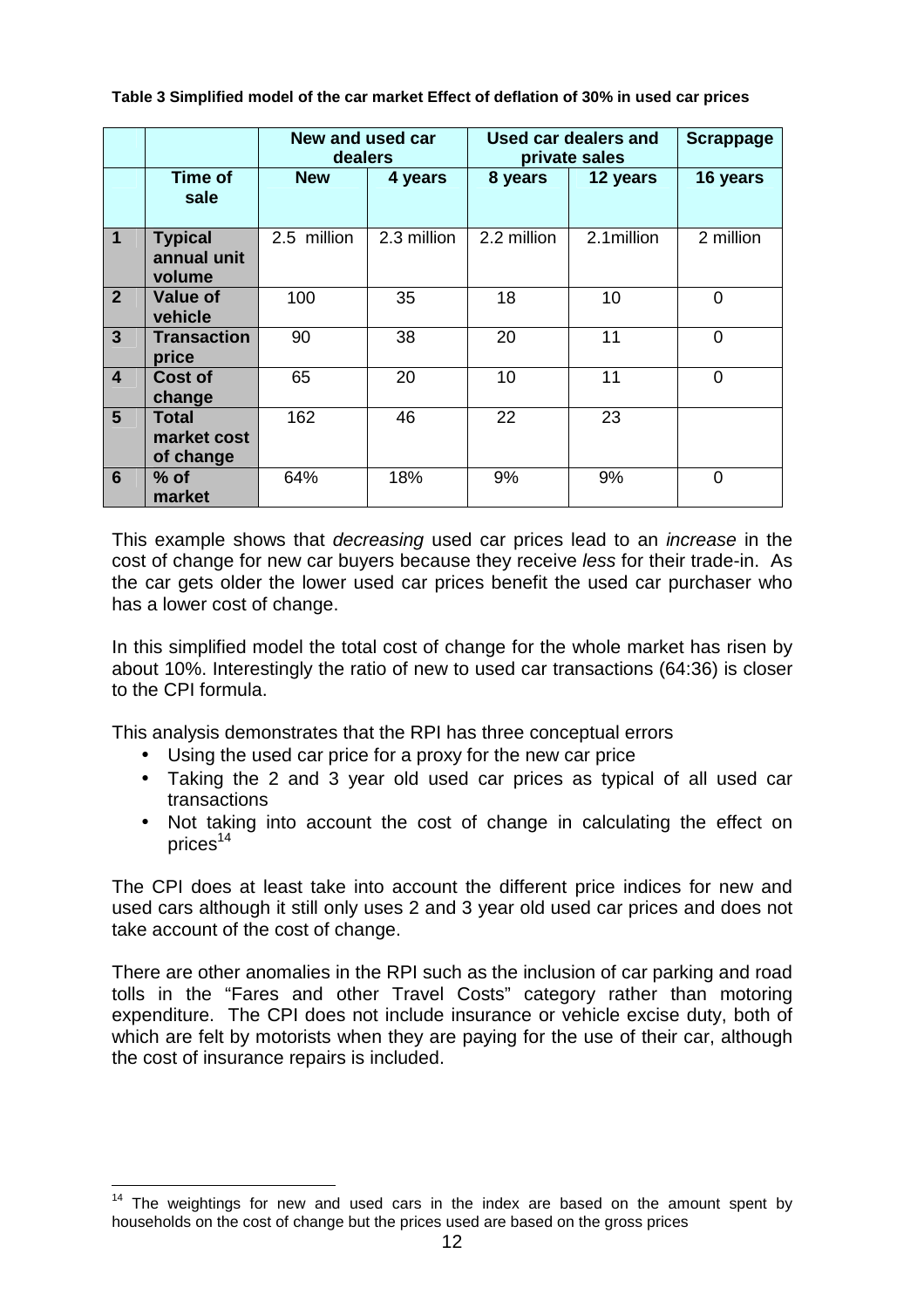**Table 3 Simplified model of the car market Effect of deflation of 30% in used car prices**

| | | New and used car dealers | | Used car dealers and private sales | | Scrappage |
|---|---|---|---|---|---|---|
| | **Time of sale** | **New** | **4 years** | **8 years** | **12 years** | **16 years** |
| **1** | **Typical annual unit volume** | 2.5 million | 2.3 million | 2.2 million | 2.1million | 2 million |
| **2** | **Value of vehicle** | 100 | 35 | 18 | 10 | 0 |
| **3** | **Transaction price** | 90 | 38 | 20 | 11 | 0 |
| **4** | **Cost of change** | 65 | 20 | 10 | 11 | 0 |
| **5** | **Total market cost of change** | 162 | 46 | 22 | 23 | |
| **6** | **% of market** | 64% | 18% | 9% | 9% | 0 |

This example shows that *decreasing* used car prices lead to an *increase* in the cost of change for new car buyers because they receive *less* for their trade-in. As the car gets older the lower used car prices benefit the used car purchaser who has a lower cost of change.

In this simplified model the total cost of change for the whole market has risen by about 10%. Interestingly the ratio of new to used car transactions (64:36) is closer to the CPI formula.

This analysis demonstrates that the RPI has three conceptual errors

- Using the used car price for a proxy for the new car price
- Taking the 2 and 3 year old used car prices as typical of all used car transactions
- Not taking into account the cost of change in calculating the effect on prices[14]

The CPI does at least take into account the different price indices for new and used cars although it still only uses 2 and 3 year old used car prices and does not take account of the cost of change.

There are other anomalies in the RPI such as the inclusion of car parking and road tolls in the "Fares and other Travel Costs" category rather than motoring expenditure. The CPI does not include insurance or vehicle excise duty, both of which are felt by motorists when they are paying for the use of their car, although the cost of insurance repairs is included.

[14] The weightings for new and used cars in the index are based on the amount spent by households on the cost of change but the prices used are based on the gross prices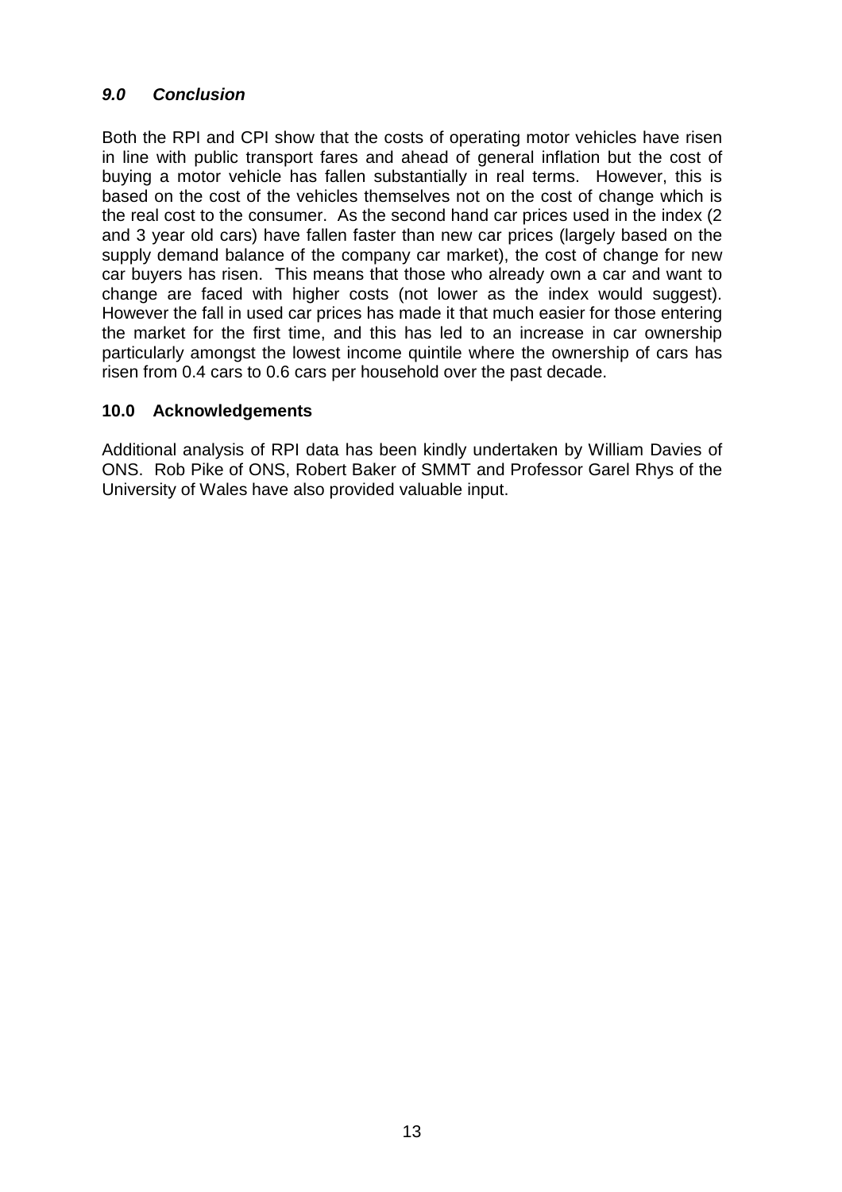## *9.0 Conclusion*

Both the RPI and CPI show that the costs of operating motor vehicles have risen in line with public transport fares and ahead of general inflation but the cost of buying a motor vehicle has fallen substantially in real terms. However, this is based on the cost of the vehicles themselves not on the cost of change which is the real cost to the consumer. As the second hand car prices used in the index (2 and 3 year old cars) have fallen faster than new car prices (largely based on the supply demand balance of the company car market), the cost of change for new car buyers has risen. This means that those who already own a car and want to change are faced with higher costs (not lower as the index would suggest). However the fall in used car prices has made it that much easier for those entering the market for the first time, and this has led to an increase in car ownership particularly amongst the lowest income quintile where the ownership of cars has risen from 0.4 cars to 0.6 cars per household over the past decade.

## 10.0 Acknowledgements

Additional analysis of RPI data has been kindly undertaken by William Davies of ONS. Rob Pike of ONS, Robert Baker of SMMT and Professor Garel Rhys of the University of Wales have also provided valuable input.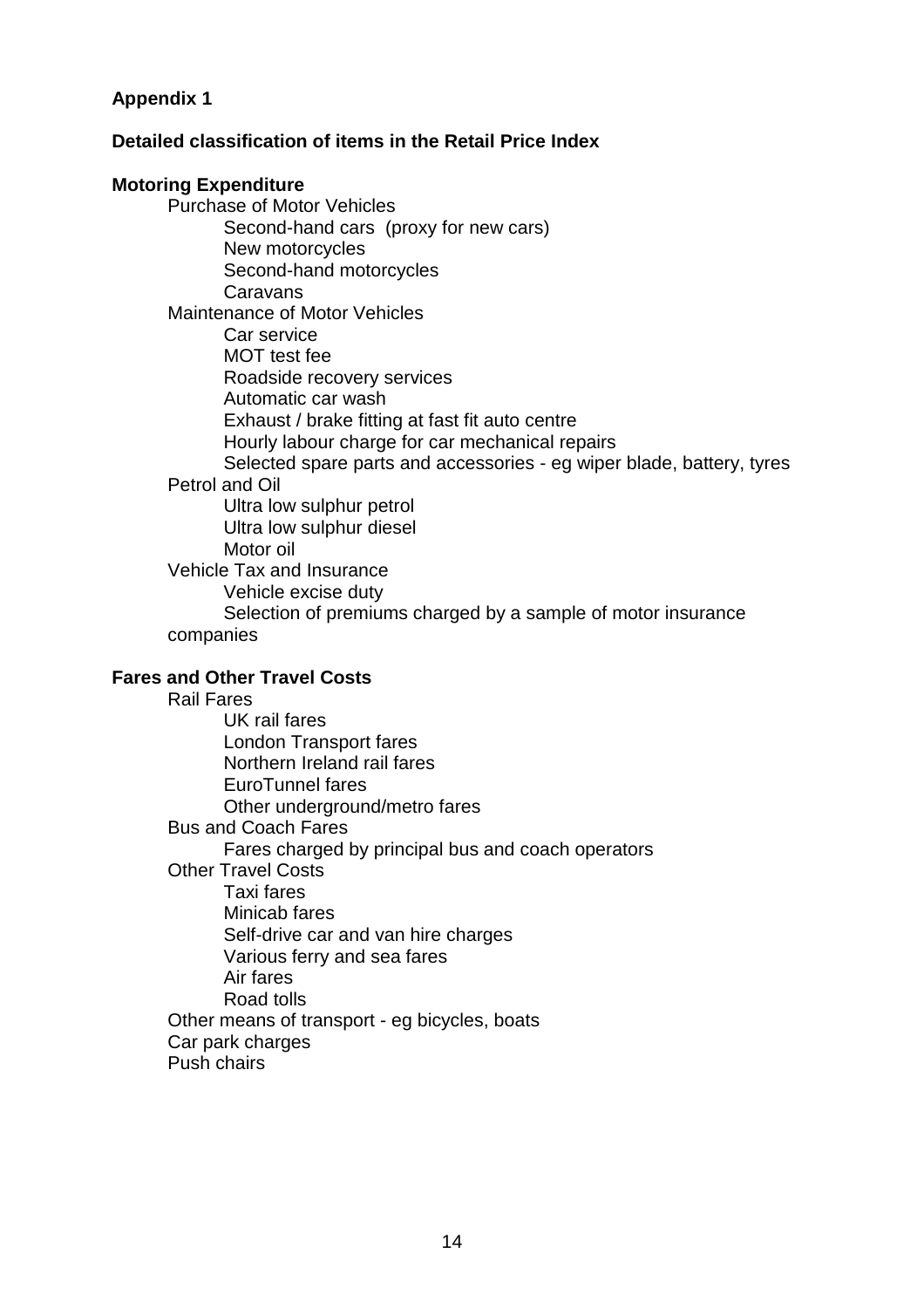**Appendix 1**

**Detailed classification of items in the Retail Price Index**

**Motoring Expenditure**

- Purchase of Motor Vehicles
  - Second-hand cars (proxy for new cars)
  - New motorcycles
  - Second-hand motorcycles
  - Caravans
- Maintenance of Motor Vehicles
  - Car service
  - MOT test fee
  - Roadside recovery services
  - Automatic car wash
  - Exhaust / brake fitting at fast fit auto centre
  - Hourly labour charge for car mechanical repairs
  - Selected spare parts and accessories - eg wiper blade, battery, tyres
- Petrol and Oil
  - Ultra low sulphur petrol
  - Ultra low sulphur diesel
  - Motor oil
- Vehicle Tax and Insurance
  - Vehicle excise duty
  - Selection of premiums charged by a sample of motor insurance companies

**Fares and Other Travel Costs**

- Rail Fares
  - UK rail fares
  - London Transport fares
  - Northern Ireland rail fares
  - EuroTunnel fares
  - Other underground/metro fares
- Bus and Coach Fares
  - Fares charged by principal bus and coach operators
- Other Travel Costs
  - Taxi fares
  - Minicab fares
  - Self-drive car and van hire charges
  - Various ferry and sea fares
  - Air fares
  - Road tolls
- Other means of transport - eg bicycles, boats
- Car park charges
- Push chairs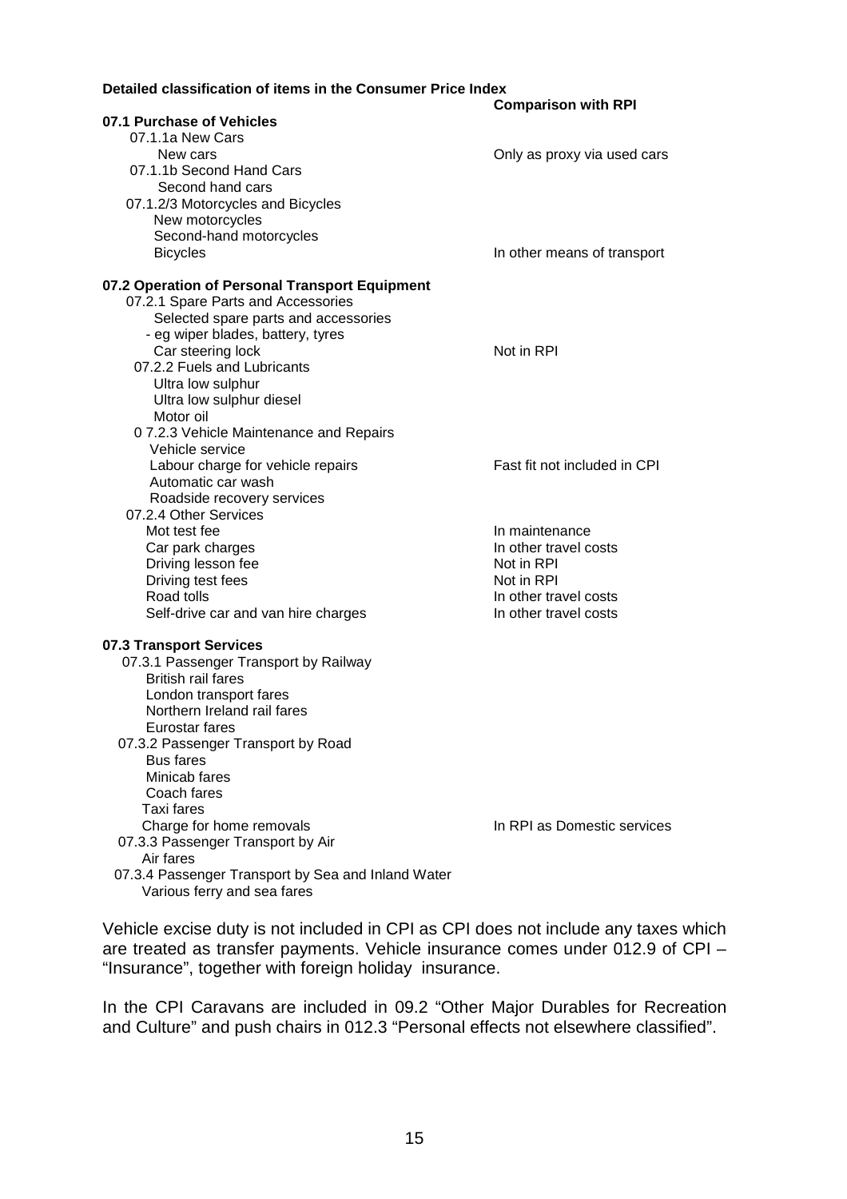**Detailed classification of items in the Consumer Price Index**

| | **Comparison with RPI** |
|---|---|
| **07.1 Purchase of Vehicles** | |
| 07.1.1a New Cars | |
| New cars | Only as proxy via used cars |
| 07.1.1b Second Hand Cars | |
| Second hand cars | |
| 07.1.2/3 Motorcycles and Bicycles | |
| New motorcycles | |
| Second-hand motorcycles | |
| Bicycles | In other means of transport |
| **07.2 Operation of Personal Transport Equipment** | |
| 07.2.1 Spare Parts and Accessories | |
| Selected spare parts and accessories | |
| - eg wiper blades, battery, tyres | |
| Car steering lock | Not in RPI |
| 07.2.2 Fuels and Lubricants | |
| Ultra low sulphur | |
| Ultra low sulphur diesel | |
| Motor oil | |
| 0 7.2.3 Vehicle Maintenance and Repairs | |
| Vehicle service | |
| Labour charge for vehicle repairs | Fast fit not included in CPI |
| Automatic car wash | |
| Roadside recovery services | |
| 07.2.4 Other Services | |
| Mot test fee | In maintenance |
| Car park charges | In other travel costs |
| Driving lesson fee | Not in RPI |
| Driving test fees | Not in RPI |
| Road tolls | In other travel costs |
| Self-drive car and van hire charges | In other travel costs |
| **07.3 Transport Services** | |
| 07.3.1 Passenger Transport by Railway | |
| British rail fares | |
| London transport fares | |
| Northern Ireland rail fares | |
| Eurostar fares | |
| 07.3.2 Passenger Transport by Road | |
| Bus fares | |
| Minicab fares | |
| Coach fares | |
| Taxi fares | |
| Charge for home removals | In RPI as Domestic services |
| 07.3.3 Passenger Transport by Air | |
| Air fares | |
| 07.3.4 Passenger Transport by Sea and Inland Water | |
| Various ferry and sea fares | |

Vehicle excise duty is not included in CPI as CPI does not include any taxes which are treated as transfer payments. Vehicle insurance comes under 012.9 of CPI – "Insurance", together with foreign holiday insurance.

In the CPI Caravans are included in 09.2 "Other Major Durables for Recreation and Culture" and push chairs in 012.3 "Personal effects not elsewhere classified".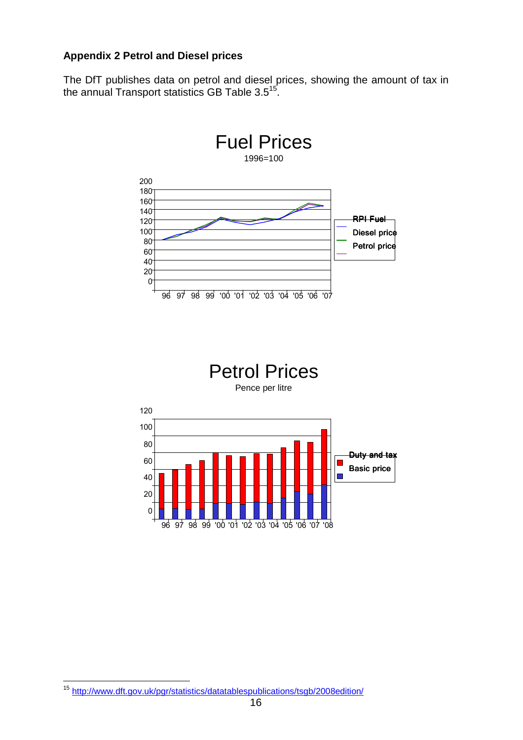### Appendix 2 Petrol and Diesel prices

The DfT publishes data on petrol and diesel prices, showing the amount of tax in the annual Transport statistics GB Table 3.5[15].

Fuel Prices

1996=100

Petrol Prices

Pence per litre

[15] http://www.dft.gov.uk/pgr/statistics/datatablespublications/tsgb/2008edition/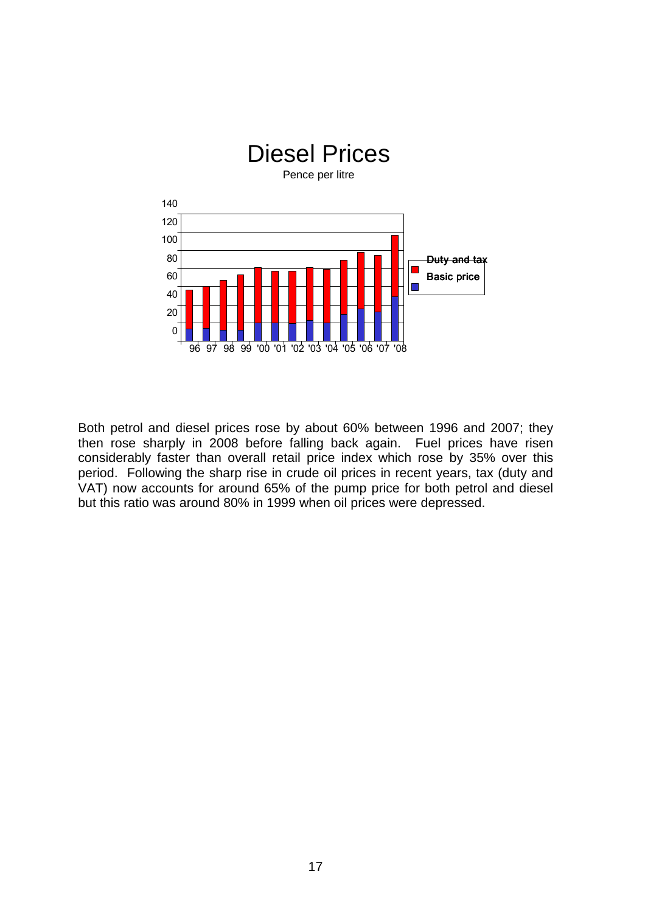# Diesel Prices

Pence per litre

Both petrol and diesel prices rose by about 60% between 1996 and 2007; they then rose sharply in 2008 before falling back again. Fuel prices have risen considerably faster than overall retail price index which rose by 35% over this period. Following the sharp rise in crude oil prices in recent years, tax (duty and VAT) now accounts for around 65% of the pump price for both petrol and diesel but this ratio was around 80% in 1999 when oil prices were depressed.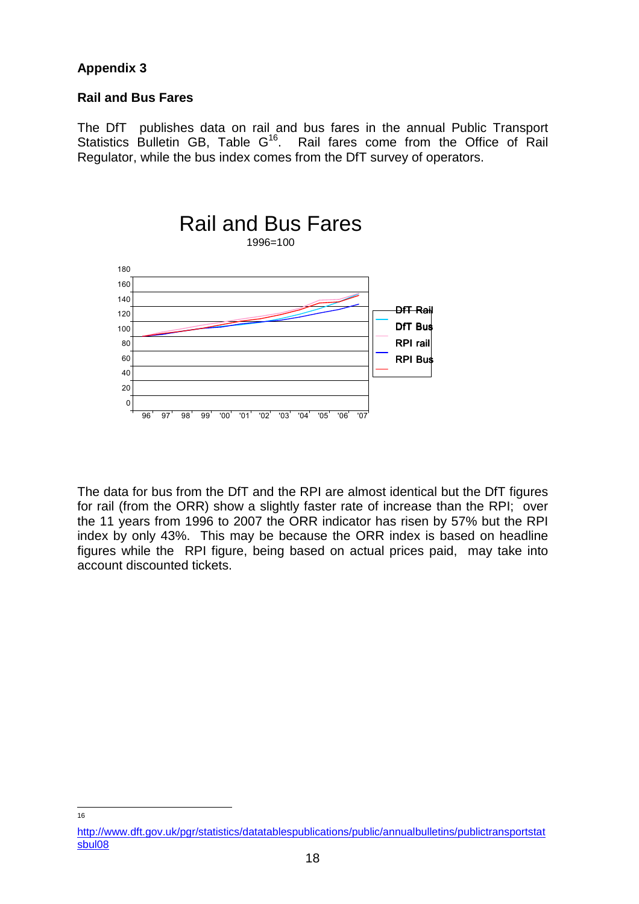**Appendix 3**

**Rail and Bus Fares**

The DfT publishes data on rail and bus fares in the annual Public Transport Statistics Bulletin GB, Table G[16]. Rail fares come from the Office of Rail Regulator, while the bus index comes from the DfT survey of operators.

Rail and Bus Fares

1996=100

180
160
140
120
100
80
60
40
20
0

96 97 98 99 '00 '01 '02 '03 '04 '05 '06 '07

DfT Rail
DfT Bus
RPI rail
RPI Bus

The data for bus from the DfT and the RPI are almost identical but the DfT figures for rail (from the ORR) show a slightly faster rate of increase than the RPI; over the 11 years from 1996 to 2007 the ORR indicator has risen by 57% but the RPI index by only 43%. This may be because the ORR index is based on headline figures while the RPI figure, being based on actual prices paid, may take into account discounted tickets.

16 http://www.dft.gov.uk/pgr/statistics/datatablespublications/public/annualbulletins/publictransportstatsbul08